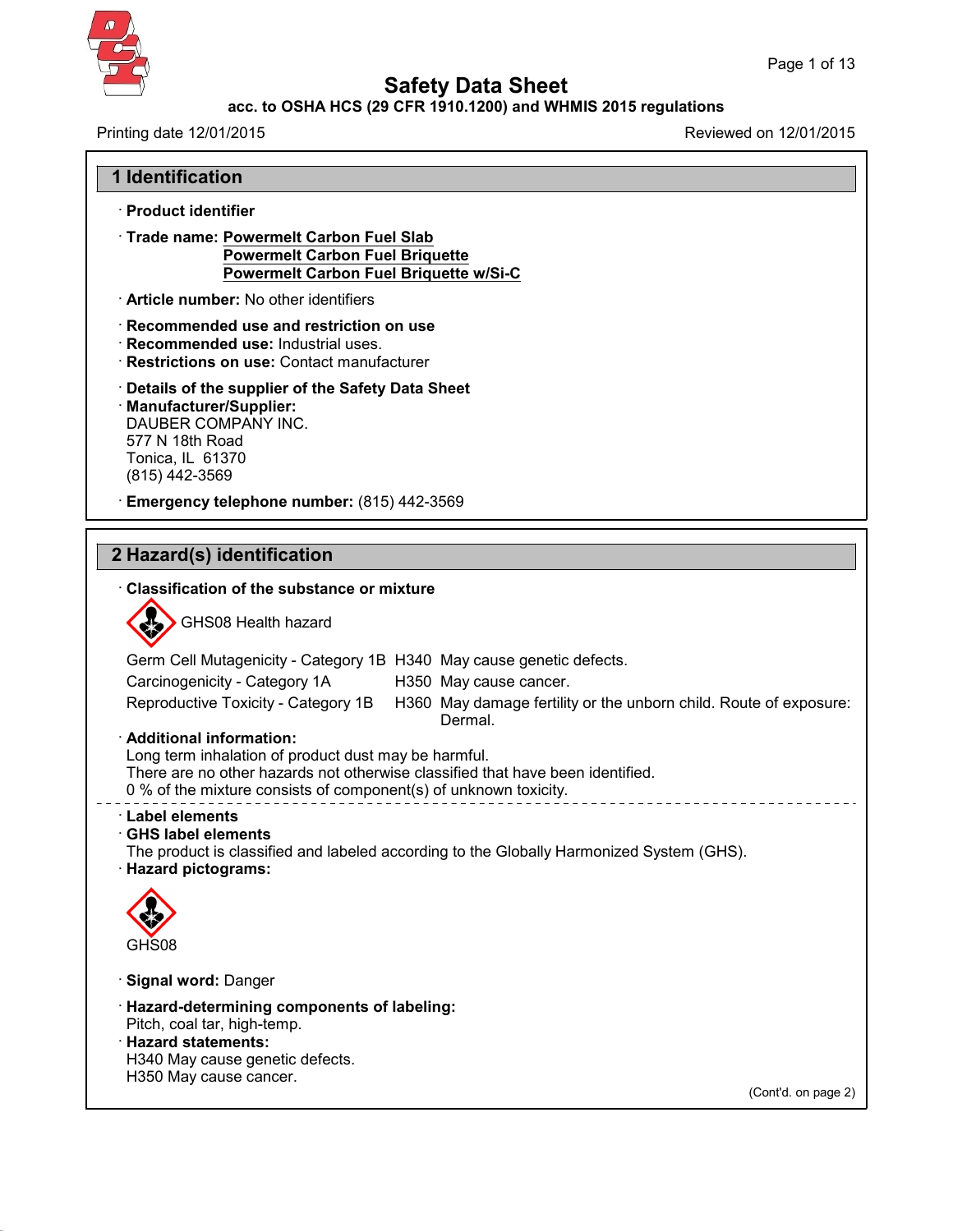# Safety Data Sheet

**acc. to OSHA HCS (29 CFR 1910.1200) and WHMIS 2015 regulations**

Printing date 12/01/2015 Reviewed on 12/01/2015

## 1 Identification

· **Product identifier**

· **Trade name: Powermelt Carbon Fuel Slab**
**Powermelt Carbon Fuel Briquette**
**Powermelt Carbon Fuel Briquette w/Si-C**

· **Article number:** No other identifiers

· **Recommended use and restriction on use**
· **Recommended use:** Industrial uses.
· **Restrictions on use:** Contact manufacturer

· **Details of the supplier of the Safety Data Sheet**
· **Manufacturer/Supplier:**
DAUBER COMPANY INC.
577 N 18th Road
Tonica, IL 61370
(815) 442-3569

· **Emergency telephone number:** (815) 442-3569

## 2 Hazard(s) identification

· **Classification of the substance or mixture**

GHS08 Health hazard

| | | |
|---|---|---|
| Germ Cell Mutagenicity - Category 1B | H340 | May cause genetic defects. |
| Carcinogenicity - Category 1A | H350 | May cause cancer. |
| Reproductive Toxicity - Category 1B | H360 | May damage fertility or the unborn child. Route of exposure: Dermal. |

· **Additional information:**
Long term inhalation of product dust may be harmful.
There are no other hazards not otherwise classified that have been identified.
0 % of the mixture consists of component(s) of unknown toxicity.

· **Label elements**
· **GHS label elements**
The product is classified and labeled according to the Globally Harmonized System (GHS).
· **Hazard pictograms:**

GHS08

· **Signal word:** Danger

· **Hazard-determining components of labeling:**
Pitch, coal tar, high-temp.
· **Hazard statements:**
H340 May cause genetic defects.
H350 May cause cancer.

(Cont'd. on page 2)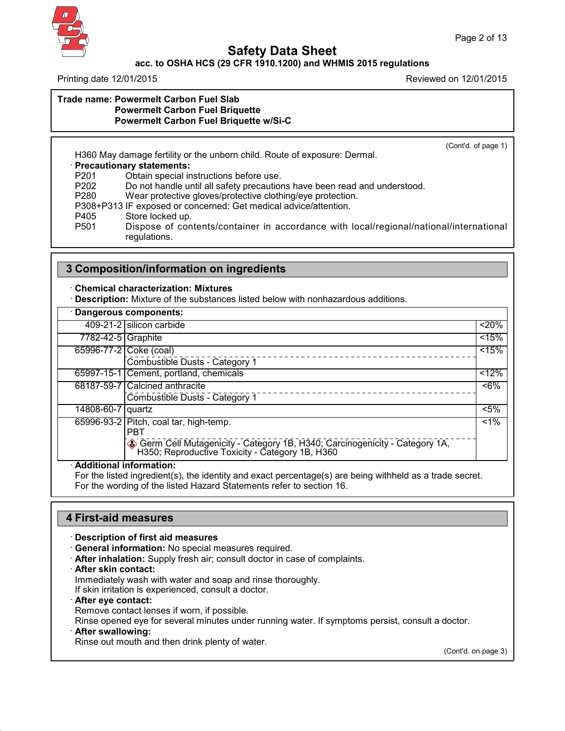**Safety Data Sheet**

**acc. to OSHA HCS (29 CFR 1910.1200) and WHMIS 2015 regulations**

Printing date 12/01/2015 | Reviewed on 12/01/2015

**Trade name: Powermelt Carbon Fuel Slab**
**Powermelt Carbon Fuel Briquette**
**Powermelt Carbon Fuel Briquette w/Si-C**

(Cont'd. of page 1)

H360 May damage fertility or the unborn child. Route of exposure: Dermal.

· **Precautionary statements:**

- P201 Obtain special instructions before use.
- P202 Do not handle until all safety precautions have been read and understood.
- P280 Wear protective gloves/protective clothing/eye protection.
- P308+P313 IF exposed or concerned: Get medical advice/attention.
- P405 Store locked up.
- P501 Dispose of contents/container in accordance with local/regional/national/international regulations.

## 3 Composition/information on ingredients

· **Chemical characterization: Mixtures**

· **Description:** Mixture of the substances listed below with nonhazardous additions.

· **Dangerous components:**

| CAS | Component | % |
|---|---|---|
| 409-21-2 | silicon carbide | <20% |
| 7782-42-5 | Graphite | <15% |
| 65996-77-2 | Coke (coal)<br>Combustible Dusts - Category 1 | <15% |
| 65997-15-1 | Cement, portland, chemicals | <12% |
| 68187-59-7 | Calcined anthracite<br>Combustible Dusts - Category 1 | <6% |
| 14808-60-7 | quartz | <5% |
| 65996-93-2 | Pitch, coal tar, high-temp.<br>PBT<br>Germ Cell Mutagenicity - Category 1B, H340; Carcinogenicity - Category 1A, H350; Reproductive Toxicity - Category 1B, H360 | <1% |

· **Additional information:**

For the listed ingredient(s), the identity and exact percentage(s) are being withheld as a trade secret.
For the wording of the listed Hazard Statements refer to section 16.

## 4 First-aid measures

· **Description of first aid measures**

· **General information:** No special measures required.

· **After inhalation:** Supply fresh air; consult doctor in case of complaints.

· **After skin contact:**
Immediately wash with water and soap and rinse thoroughly.
If skin irritation is experienced, consult a doctor.

· **After eye contact:**
Remove contact lenses if worn, if possible.
Rinse opened eye for several minutes under running water. If symptoms persist, consult a doctor.

· **After swallowing:**
Rinse out mouth and then drink plenty of water.

(Cont'd. on page 3)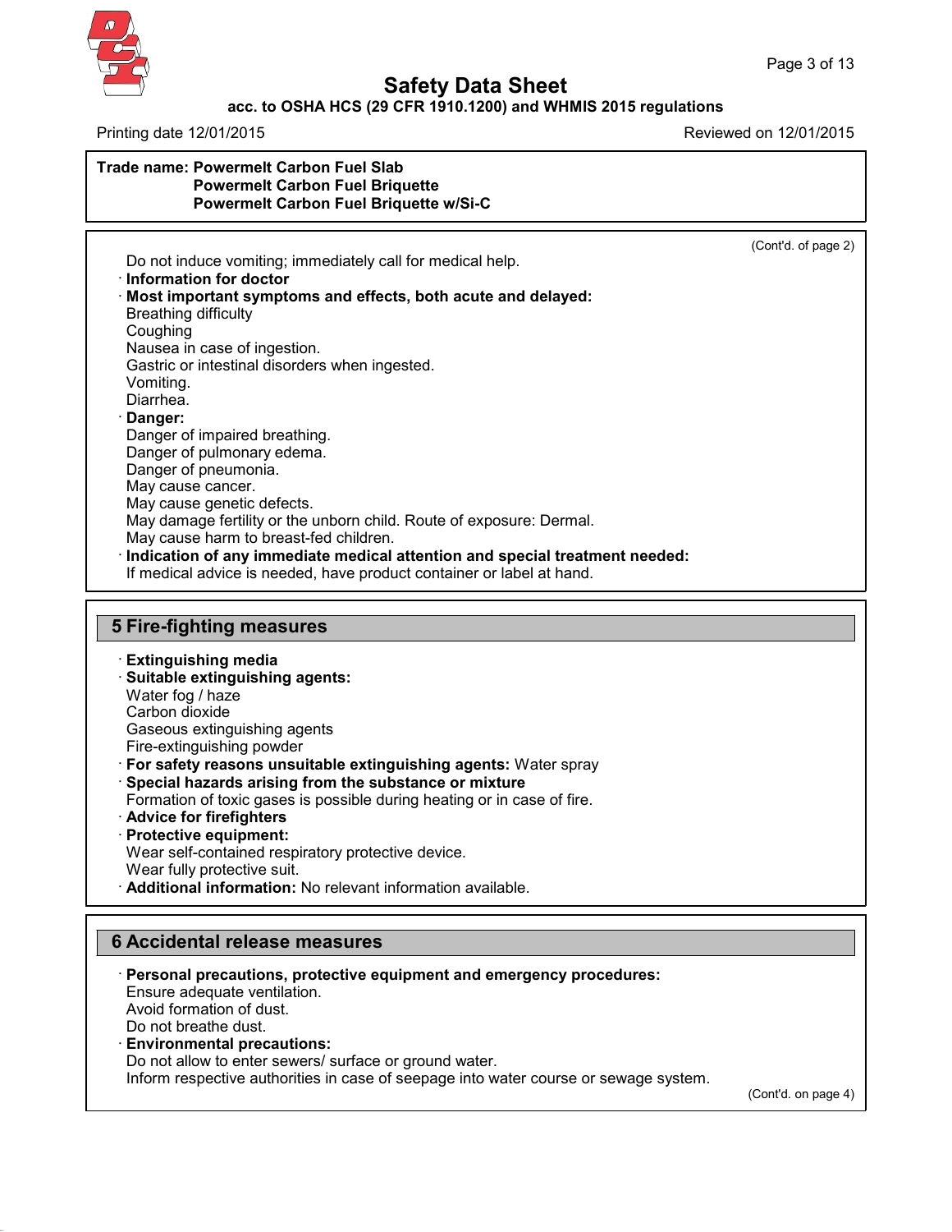**Trade name: Powermelt Carbon Fuel Slab**
**Powermelt Carbon Fuel Briquette**
**Powermelt Carbon Fuel Briquette w/Si-C**

(Cont'd. of page 2)

Do not induce vomiting; immediately call for medical help.

· **Information for doctor**

· **Most important symptoms and effects, both acute and delayed:**
Breathing difficulty
Coughing
Nausea in case of ingestion.
Gastric or intestinal disorders when ingested.
Vomiting.
Diarrhea.

· **Danger:**
Danger of impaired breathing.
Danger of pulmonary edema.
Danger of pneumonia.
May cause cancer.
May cause genetic defects.
May damage fertility or the unborn child. Route of exposure: Dermal.
May cause harm to breast-fed children.

· **Indication of any immediate medical attention and special treatment needed:**
If medical advice is needed, have product container or label at hand.

## 5 Fire-fighting measures

· **Extinguishing media**

· **Suitable extinguishing agents:**
Water fog / haze
Carbon dioxide
Gaseous extinguishing agents
Fire-extinguishing powder

· **For safety reasons unsuitable extinguishing agents:** Water spray

· **Special hazards arising from the substance or mixture**
Formation of toxic gases is possible during heating or in case of fire.

· **Advice for firefighters**

· **Protective equipment:**
Wear self-contained respiratory protective device.
Wear fully protective suit.

· **Additional information:** No relevant information available.

## 6 Accidental release measures

· **Personal precautions, protective equipment and emergency procedures:**
Ensure adequate ventilation.
Avoid formation of dust.
Do not breathe dust.

· **Environmental precautions:**
Do not allow to enter sewers/ surface or ground water.
Inform respective authorities in case of seepage into water course or sewage system.

(Cont'd. on page 4)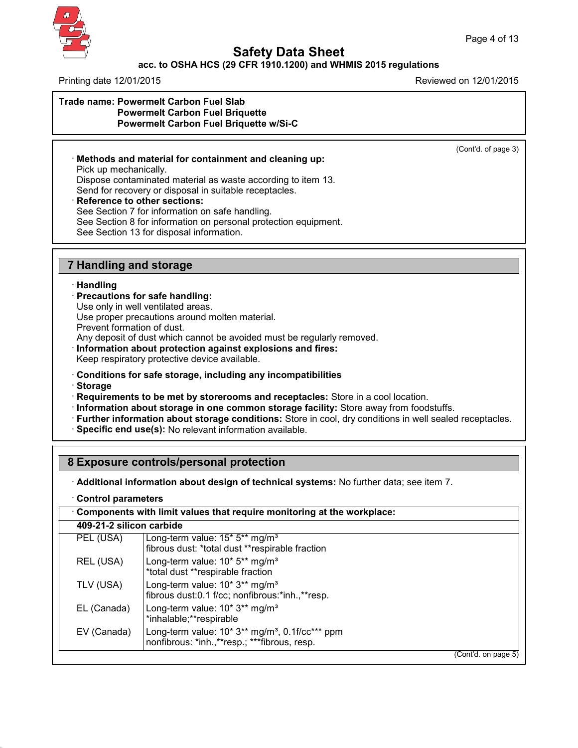**Trade name: Powermelt Carbon Fuel Slab**
**Powermelt Carbon Fuel Briquette**
**Powermelt Carbon Fuel Briquette w/Si-C**

(Cont'd. of page 3)

· **Methods and material for containment and cleaning up:**
Pick up mechanically.
Dispose contaminated material as waste according to item 13.
Send for recovery or disposal in suitable receptacles.

· **Reference to other sections:**
See Section 7 for information on safe handling.
See Section 8 for information on personal protection equipment.
See Section 13 for disposal information.

## 7 Handling and storage

· **Handling**

· **Precautions for safe handling:**
Use only in well ventilated areas.
Use proper precautions around molten material.
Prevent formation of dust.
Any deposit of dust which cannot be avoided must be regularly removed.

· **Information about protection against explosions and fires:**
Keep respiratory protective device available.

· **Conditions for safe storage, including any incompatibilities**

· **Storage**

· **Requirements to be met by storerooms and receptacles:** Store in a cool location.

· **Information about storage in one common storage facility:** Store away from foodstuffs.

· **Further information about storage conditions:** Store in cool, dry conditions in well sealed receptacles.

· **Specific end use(s):** No relevant information available.

## 8 Exposure controls/personal protection

· **Additional information about design of technical systems:** No further data; see item 7.

· **Control parameters**

· **Components with limit values that require monitoring at the workplace:**

| **409-21-2 silicon carbide** | |
|---|---|
| PEL (USA) | Long-term value: 15* 5** mg/m³<br>fibrous dust: *total dust **respirable fraction |
| REL (USA) | Long-term value: 10* 5** mg/m³<br>*total dust **respirable fraction |
| TLV (USA) | Long-term value: 10* 3** mg/m³<br>fibrous dust:0.1 f/cc; nonfibrous:*inh.,**resp. |
| EL (Canada) | Long-term value: 10* 3** mg/m³<br>*inhalable;**respirable |
| EV (Canada) | Long-term value: 10* 3** mg/m³, 0.1f/cc*** ppm<br>nonfibrous: *inh.,**resp.; ***fibrous, resp. |

(Cont'd. on page 5)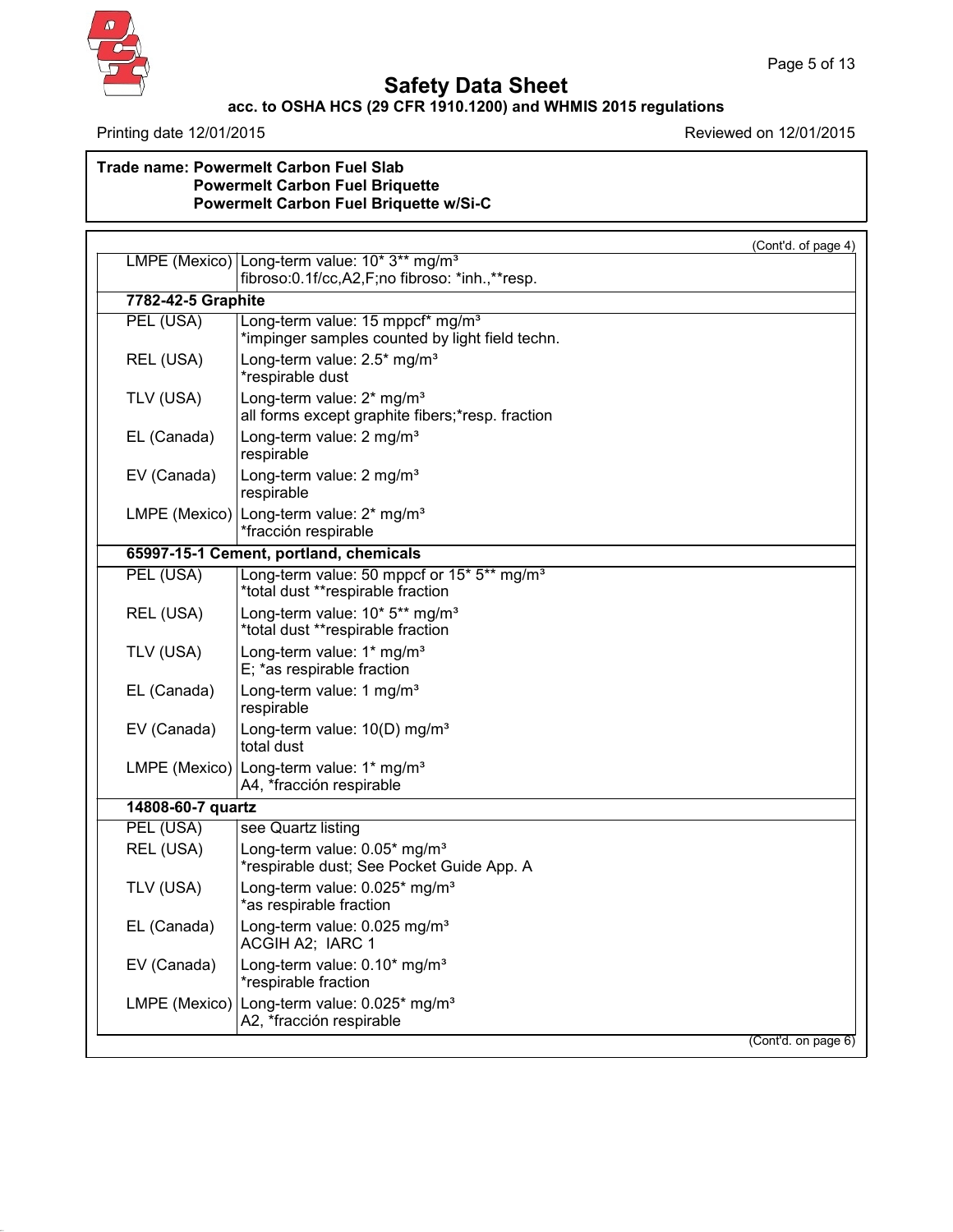# Safety Data Sheet

**acc. to OSHA HCS (29 CFR 1910.1200) and WHMIS 2015 regulations**

Printing date 12/01/2015 Reviewed on 12/01/2015

**Trade name: Powermelt Carbon Fuel Slab**
**Powermelt Carbon Fuel Briquette**
**Powermelt Carbon Fuel Briquette w/Si-C**

(Cont'd. of page 4)

| | |
|---|---|
| LMPE (Mexico) | Long-term value: 10* 3** mg/m³<br>fibroso:0.1f/cc,A2,F;no fibroso: *inh.,**resp. |
| **7782-42-5 Graphite** | |
| PEL (USA) | Long-term value: 15 mppcf* mg/m³<br>*impinger samples counted by light field techn. |
| REL (USA) | Long-term value: 2.5* mg/m³<br>*respirable dust |
| TLV (USA) | Long-term value: 2* mg/m³<br>all forms except graphite fibers;*resp. fraction |
| EL (Canada) | Long-term value: 2 mg/m³<br>respirable |
| EV (Canada) | Long-term value: 2 mg/m³<br>respirable |
| LMPE (Mexico) | Long-term value: 2* mg/m³<br>*fracción respirable |
| **65997-15-1 Cement, portland, chemicals** | |
| PEL (USA) | Long-term value: 50 mppcf or 15* 5** mg/m³<br>*total dust **respirable fraction |
| REL (USA) | Long-term value: 10* 5** mg/m³<br>*total dust **respirable fraction |
| TLV (USA) | Long-term value: 1* mg/m³<br>E; *as respirable fraction |
| EL (Canada) | Long-term value: 1 mg/m³<br>respirable |
| EV (Canada) | Long-term value: 10(D) mg/m³<br>total dust |
| LMPE (Mexico) | Long-term value: 1* mg/m³<br>A4, *fracción respirable |
| **14808-60-7 quartz** | |
| PEL (USA) | see Quartz listing |
| REL (USA) | Long-term value: 0.05* mg/m³<br>*respirable dust; See Pocket Guide App. A |
| TLV (USA) | Long-term value: 0.025* mg/m³<br>*as respirable fraction |
| EL (Canada) | Long-term value: 0.025 mg/m³<br>ACGIH A2; IARC 1 |
| EV (Canada) | Long-term value: 0.10* mg/m³<br>*respirable fraction |
| LMPE (Mexico) | Long-term value: 0.025* mg/m³<br>A2, *fracción respirable |

(Cont'd. on page 6)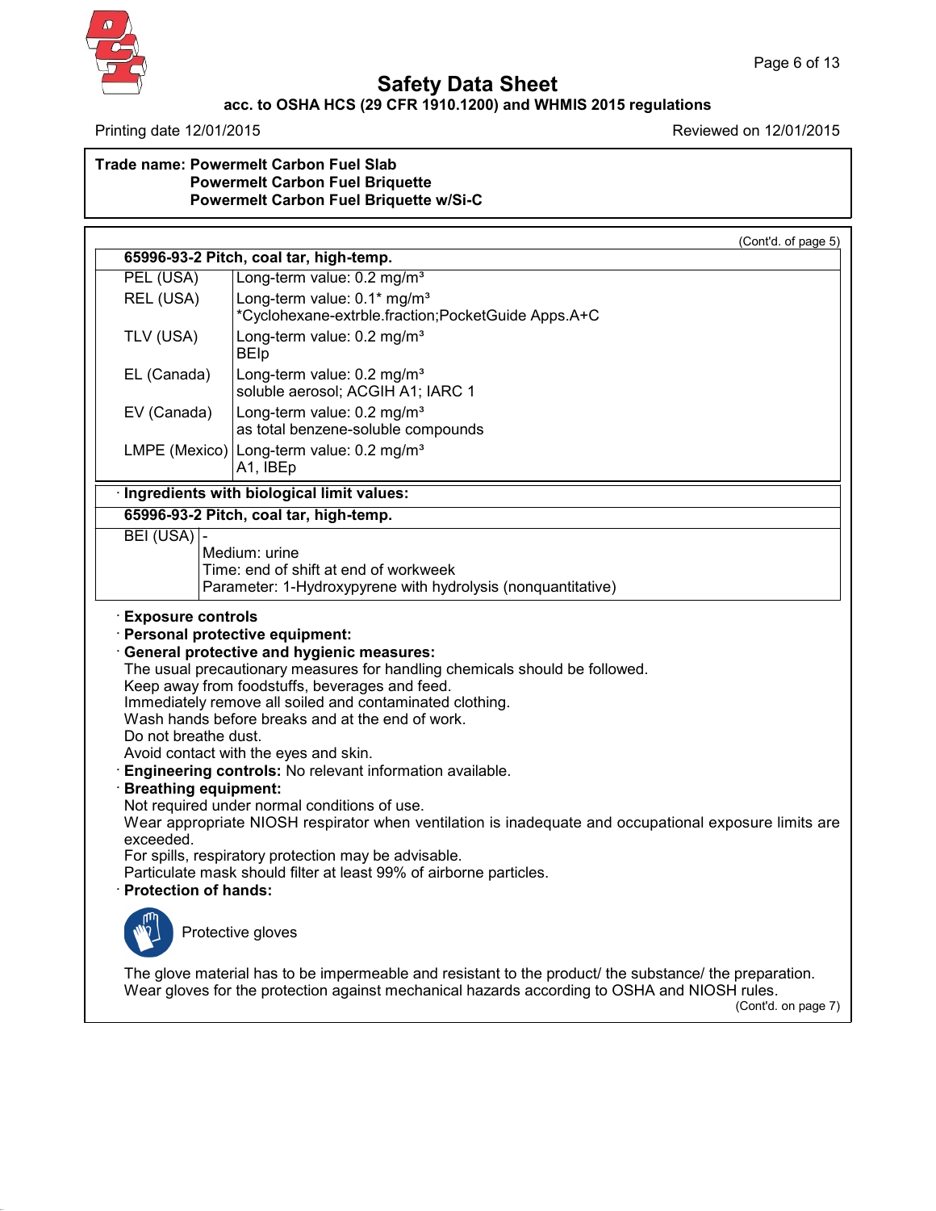## Safety Data Sheet

**acc. to OSHA HCS (29 CFR 1910.1200) and WHMIS 2015 regulations**

Printing date 12/01/2015 | Reviewed on 12/01/2015

**Trade name: Powermelt Carbon Fuel Slab**
**Powermelt Carbon Fuel Briquette**
**Powermelt Carbon Fuel Briquette w/Si-C**

(Cont'd. of page 5)

| **65996-93-2 Pitch, coal tar, high-temp.** | |
|---|---|
| PEL (USA) | Long-term value: 0.2 mg/m³ |
| REL (USA) | Long-term value: 0.1* mg/m³<br>*Cyclohexane-extrble.fraction;PocketGuide Apps.A+C |
| TLV (USA) | Long-term value: 0.2 mg/m³<br>BEIp |
| EL (Canada) | Long-term value: 0.2 mg/m³<br>soluble aerosol; ACGIH A1; IARC 1 |
| EV (Canada) | Long-term value: 0.2 mg/m³<br>as total benzene-soluble compounds |
| LMPE (Mexico) | Long-term value: 0.2 mg/m³<br>A1, IBEp |

· **Ingredients with biological limit values:**

| **65996-93-2 Pitch, coal tar, high-temp.** | |
|---|---|
| BEI (USA) | -<br>Medium: urine<br>Time: end of shift at end of workweek<br>Parameter: 1-Hydroxypyrene with hydrolysis (nonquantitative) |

· **Exposure controls**

· **Personal protective equipment:**

· **General protective and hygienic measures:**

The usual precautionary measures for handling chemicals should be followed.
Keep away from foodstuffs, beverages and feed.
Immediately remove all soiled and contaminated clothing.
Wash hands before breaks and at the end of work.
Do not breathe dust.
Avoid contact with the eyes and skin.

· **Engineering controls:** No relevant information available.

· **Breathing equipment:**

Not required under normal conditions of use.
Wear appropriate NIOSH respirator when ventilation is inadequate and occupational exposure limits are exceeded.
For spills, respiratory protection may be advisable.
Particulate mask should filter at least 99% of airborne particles.

· **Protection of hands:**

Protective gloves

The glove material has to be impermeable and resistant to the product/ the substance/ the preparation.
Wear gloves for the protection against mechanical hazards according to OSHA and NIOSH rules.

(Cont'd. on page 7)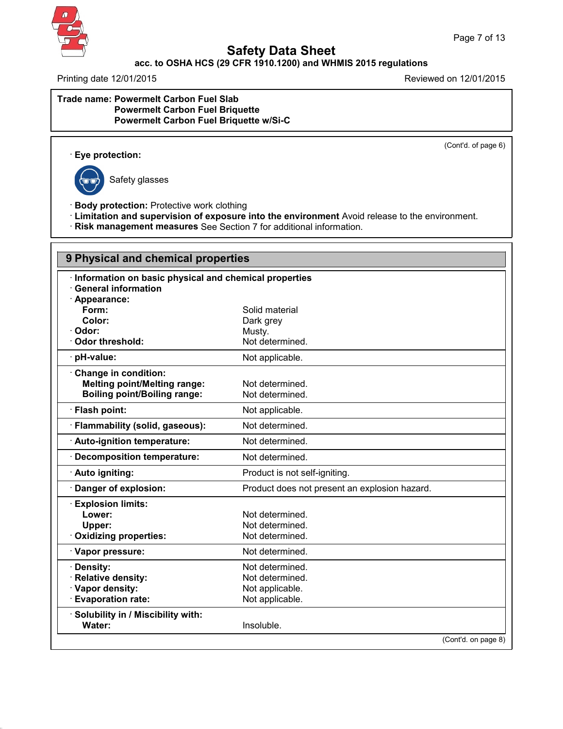**Safety Data Sheet**

**acc. to OSHA HCS (29 CFR 1910.1200) and WHMIS 2015 regulations**

Printing date 12/01/2015 | Reviewed on 12/01/2015

**Trade name: Powermelt Carbon Fuel Slab**
**Powermelt Carbon Fuel Briquette**
**Powermelt Carbon Fuel Briquette w/Si-C**

(Cont'd. of page 6)

· **Eye protection:**

Safety glasses

· **Body protection:** Protective work clothing
· **Limitation and supervision of exposure into the environment** Avoid release to the environment.
· **Risk management measures** See Section 7 for additional information.

## 9 Physical and chemical properties

· **Information on basic physical and chemical properties**
· **General information**
· **Appearance:**

| | |
|---|---|
| **Form:** | Solid material |
| **Color:** | Dark grey |
| · **Odor:** | Musty. |
| · **Odor threshold:** | Not determined. |
| · **pH-value:** | Not applicable. |
| · **Change in condition:** | |
| **Melting point/Melting range:** | Not determined. |
| **Boiling point/Boiling range:** | Not determined. |
| · **Flash point:** | Not applicable. |
| · **Flammability (solid, gaseous):** | Not determined. |
| · **Auto-ignition temperature:** | Not determined. |
| · **Decomposition temperature:** | Not determined. |
| · **Auto igniting:** | Product is not self-igniting. |
| · **Danger of explosion:** | Product does not present an explosion hazard. |
| · **Explosion limits:** | |
| **Lower:** | Not determined. |
| **Upper:** | Not determined. |
| · **Oxidizing properties:** | Not determined. |
| · **Vapor pressure:** | Not determined. |
| · **Density:** | Not determined. |
| · **Relative density:** | Not determined. |
| · **Vapor density:** | Not applicable. |
| · **Evaporation rate:** | Not applicable. |
| · **Solubility in / Miscibility with:** | |
| **Water:** | Insoluble. |

(Cont'd. on page 8)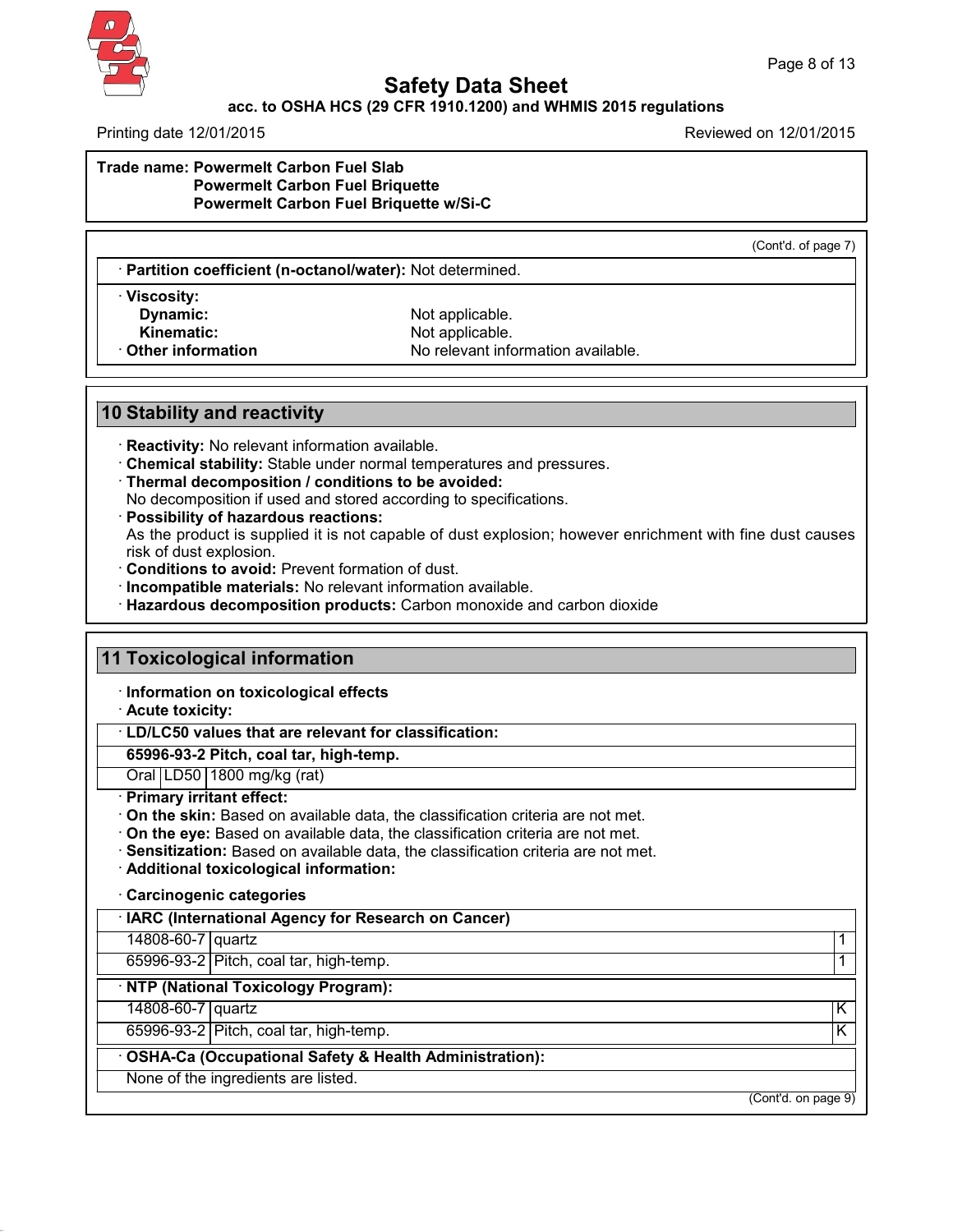**Trade name: Powermelt Carbon Fuel Slab**
**Powermelt Carbon Fuel Briquette**
**Powermelt Carbon Fuel Briquette w/Si-C**

(Cont'd. of page 7)

· **Partition coefficient (n-octanol/water):** Not determined.

· **Viscosity:**
**Dynamic:** Not applicable.
**Kinematic:** Not applicable.
· **Other information** No relevant information available.

## 10 Stability and reactivity

· **Reactivity:** No relevant information available.
· **Chemical stability:** Stable under normal temperatures and pressures.
· **Thermal decomposition / conditions to be avoided:**
No decomposition if used and stored according to specifications.
· **Possibility of hazardous reactions:**
As the product is supplied it is not capable of dust explosion; however enrichment with fine dust causes risk of dust explosion.
· **Conditions to avoid:** Prevent formation of dust.
· **Incompatible materials:** No relevant information available.
· **Hazardous decomposition products:** Carbon monoxide and carbon dioxide

## 11 Toxicological information

· **Information on toxicological effects**
· **Acute toxicity:**

· **LD/LC50 values that are relevant for classification:**

| **65996-93-2 Pitch, coal tar, high-temp.** | | |
|---|---|---|
| Oral | LD50 | 1800 mg/kg (rat) |

· **Primary irritant effect:**
· **On the skin:** Based on available data, the classification criteria are not met.
· **On the eye:** Based on available data, the classification criteria are not met.
· **Sensitization:** Based on available data, the classification criteria are not met.
· **Additional toxicological information:**

· **Carcinogenic categories**

| · **IARC (International Agency for Research on Cancer)** | | |
|---|---|---|
| 14808-60-7 | quartz | 1 |
| 65996-93-2 | Pitch, coal tar, high-temp. | 1 |

| · **NTP (National Toxicology Program):** | | |
|---|---|---|
| 14808-60-7 | quartz | K |
| 65996-93-2 | Pitch, coal tar, high-temp. | K |

· **OSHA-Ca (Occupational Safety & Health Administration):**

None of the ingredients are listed.

(Cont'd. on page 9)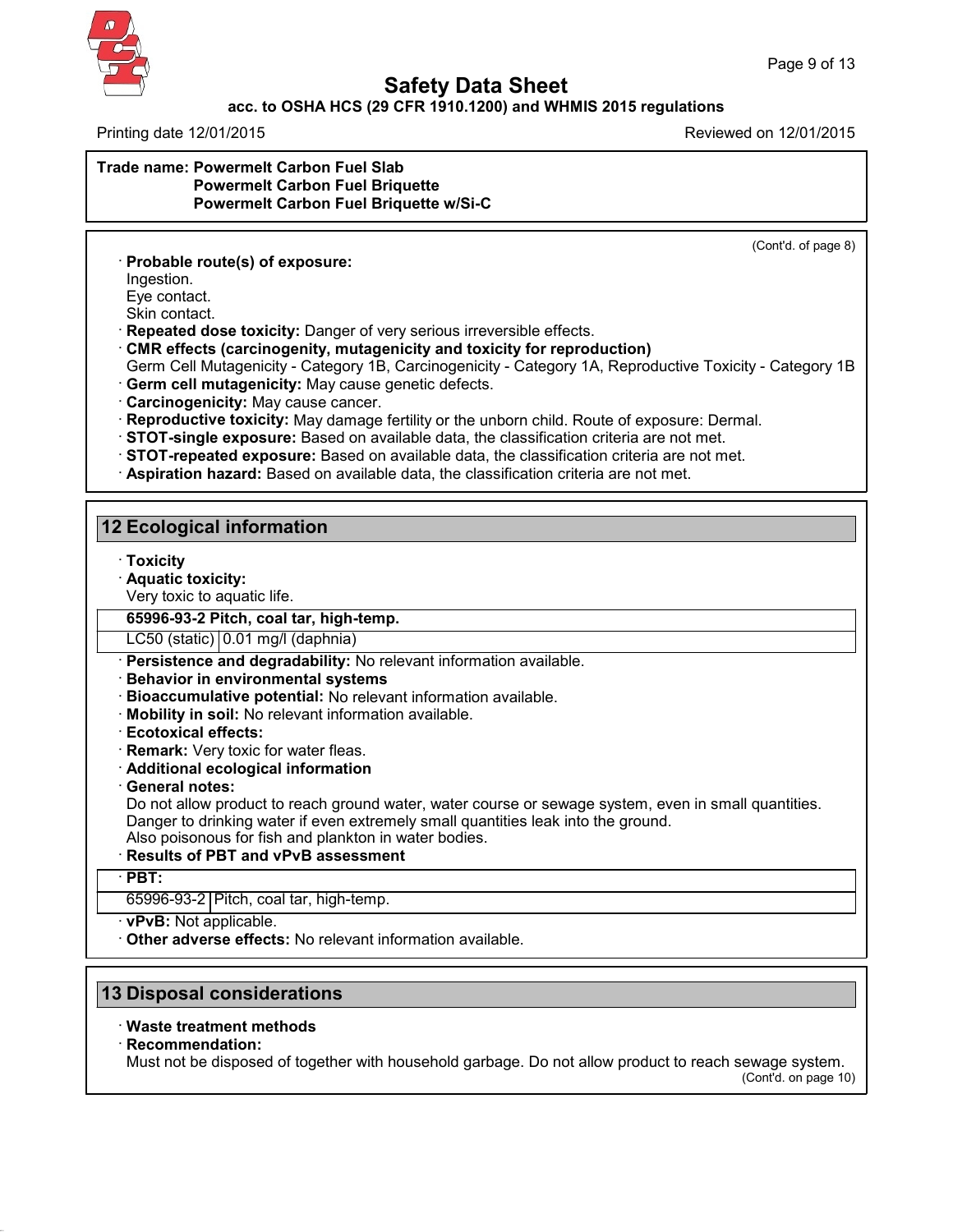# Safety Data Sheet

**acc. to OSHA HCS (29 CFR 1910.1200) and WHMIS 2015 regulations**

Printing date 12/01/2015 Reviewed on 12/01/2015

**Trade name: Powermelt Carbon Fuel Slab**
**Powermelt Carbon Fuel Briquette**
**Powermelt Carbon Fuel Briquette w/Si-C**

(Cont'd. of page 8)

· **Probable route(s) of exposure:**
Ingestion.
Eye contact.
Skin contact.

· **Repeated dose toxicity:** Danger of very serious irreversible effects.

· **CMR effects (carcinogenity, mutagenicity and toxicity for reproduction)**
Germ Cell Mutagenicity - Category 1B, Carcinogenicity - Category 1A, Reproductive Toxicity - Category 1B

· **Germ cell mutagenicity:** May cause genetic defects.

· **Carcinogenicity:** May cause cancer.

· **Reproductive toxicity:** May damage fertility or the unborn child. Route of exposure: Dermal.

· **STOT-single exposure:** Based on available data, the classification criteria are not met.

· **STOT-repeated exposure:** Based on available data, the classification criteria are not met.

· **Aspiration hazard:** Based on available data, the classification criteria are not met.

## 12 Ecological information

· **Toxicity**

· **Aquatic toxicity:**
Very toxic to aquatic life.

| **65996-93-2 Pitch, coal tar, high-temp.** | |
|---|---|
| LC50 (static) | 0.01 mg/l (daphnia) |

· **Persistence and degradability:** No relevant information available.

· **Behavior in environmental systems**

· **Bioaccumulative potential:** No relevant information available.

· **Mobility in soil:** No relevant information available.

· **Ecotoxical effects:**

· **Remark:** Very toxic for water fleas.

· **Additional ecological information**

· **General notes:**
Do not allow product to reach ground water, water course or sewage system, even in small quantities.
Danger to drinking water if even extremely small quantities leak into the ground.
Also poisonous for fish and plankton in water bodies.

· **Results of PBT and vPvB assessment**

| · **PBT:** | |
|---|---|
| 65996-93-2 | Pitch, coal tar, high-temp. |

· **vPvB:** Not applicable.

· **Other adverse effects:** No relevant information available.

## 13 Disposal considerations

· **Waste treatment methods**

· **Recommendation:**
Must not be disposed of together with household garbage. Do not allow product to reach sewage system.

(Cont'd. on page 10)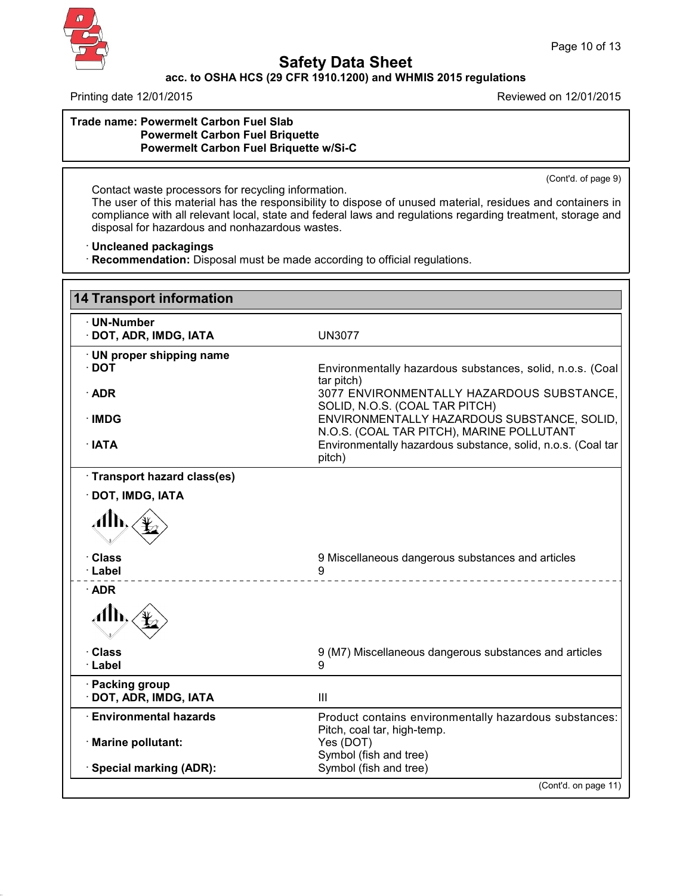**Trade name: Powermelt Carbon Fuel Slab**
**Powermelt Carbon Fuel Briquette**
**Powermelt Carbon Fuel Briquette w/Si-C**

(Cont'd. of page 9)

Contact waste processors for recycling information.
The user of this material has the responsibility to dispose of unused material, residues and containers in compliance with all relevant local, state and federal laws and regulations regarding treatment, storage and disposal for hazardous and nonhazardous wastes.

· **Uncleaned packagings**
· **Recommendation:** Disposal must be made according to official regulations.

## 14 Transport information

| | |
|---|---|
| · **UN-Number** | |
| · **DOT, ADR, IMDG, IATA** | UN3077 |
| · **UN proper shipping name** | |
| · **DOT** | Environmentally hazardous substances, solid, n.o.s. (Coal tar pitch) |
| · **ADR** | 3077 ENVIRONMENTALLY HAZARDOUS SUBSTANCE, SOLID, N.O.S. (COAL TAR PITCH) |
| · **IMDG** | ENVIRONMENTALLY HAZARDOUS SUBSTANCE, SOLID, N.O.S. (COAL TAR PITCH), MARINE POLLUTANT |
| · **IATA** | Environmentally hazardous substance, solid, n.o.s. (Coal tar pitch) |
| · **Transport hazard class(es)** | |
| · **DOT, IMDG, IATA** | |
| · **Class** | 9 Miscellaneous dangerous substances and articles |
| · **Label** | 9 |
| · **ADR** | |
| · **Class** | 9 (M7) Miscellaneous dangerous substances and articles |
| · **Label** | 9 |
| · **Packing group** | |
| · **DOT, ADR, IMDG, IATA** | III |
| · **Environmental hazards** | Product contains environmentally hazardous substances: Pitch, coal tar, high-temp. |
| · **Marine pollutant:** | Yes (DOT) Symbol (fish and tree) |
| · **Special marking (ADR):** | Symbol (fish and tree) |

(Cont'd. on page 11)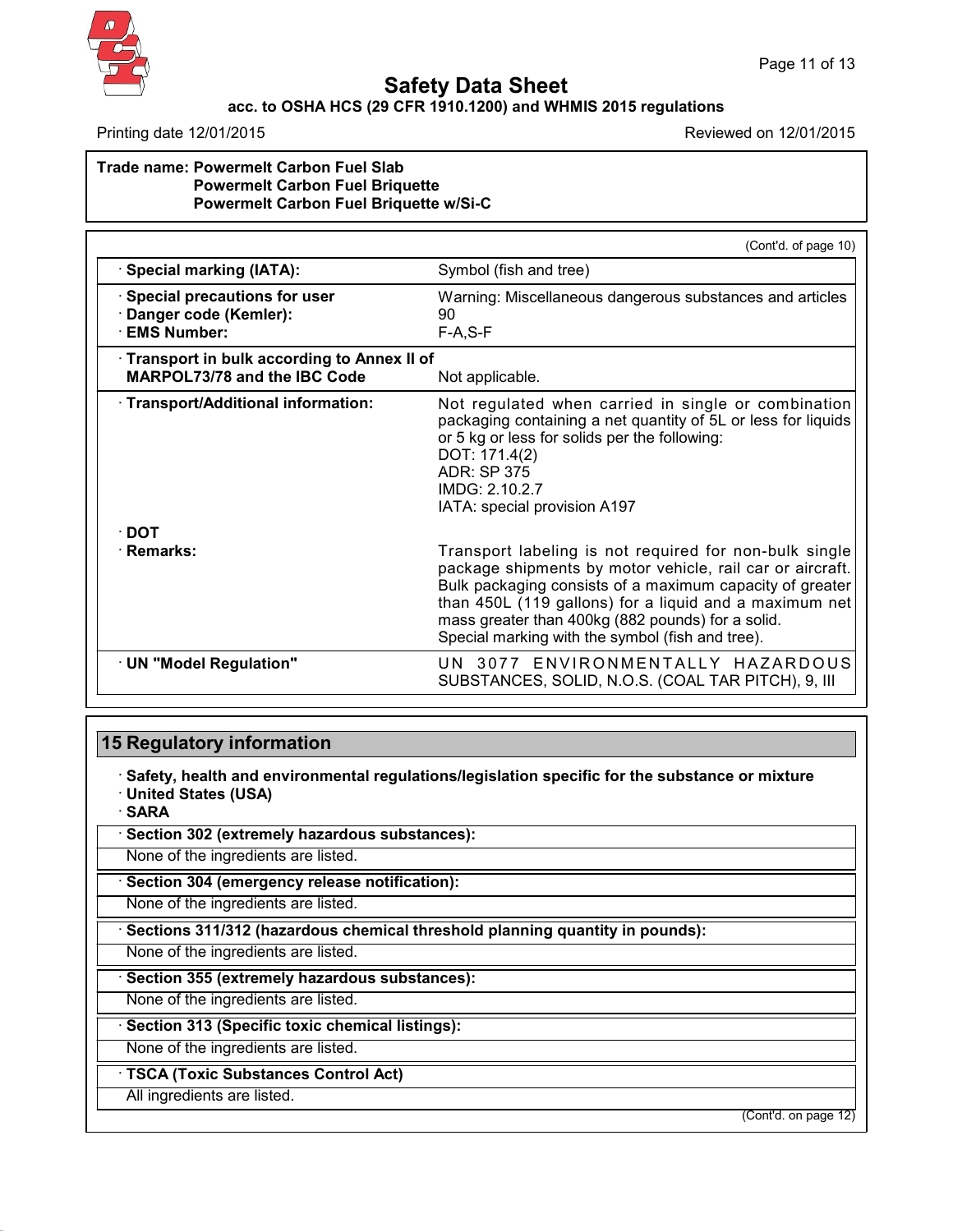**Trade name: Powermelt Carbon Fuel Slab**
**Powermelt Carbon Fuel Briquette**
**Powermelt Carbon Fuel Briquette w/Si-C**

(Cont'd. of page 10)

| | |
|---|---|
| · **Special marking (IATA):** | Symbol (fish and tree) |
| · **Special precautions for user** | Warning: Miscellaneous dangerous substances and articles |
| · **Danger code (Kemler):** | 90 |
| · **EMS Number:** | F-A,S-F |
| · **Transport in bulk according to Annex II of MARPOL73/78 and the IBC Code** | Not applicable. |
| · **Transport/Additional information:** | Not regulated when carried in single or combination packaging containing a net quantity of 5L or less for liquids or 5 kg or less for solids per the following:<br>DOT: 171.4(2)<br>ADR: SP 375<br>IMDG: 2.10.2.7<br>IATA: special provision A197 |
| · **DOT** | |
| · **Remarks:** | Transport labeling is not required for non-bulk single package shipments by motor vehicle, rail car or aircraft. Bulk packaging consists of a maximum capacity of greater than 450L (119 gallons) for a liquid and a maximum net mass greater than 400kg (882 pounds) for a solid.<br>Special marking with the symbol (fish and tree). |
| · **UN "Model Regulation"** | UN 3077 ENVIRONMENTALLY HAZARDOUS SUBSTANCES, SOLID, N.O.S. (COAL TAR PITCH), 9, III |

## 15 Regulatory information

· **Safety, health and environmental regulations/legislation specific for the substance or mixture**
· **United States (USA)**
· **SARA**

· **Section 302 (extremely hazardous substances):**

None of the ingredients are listed.

· **Section 304 (emergency release notification):**

None of the ingredients are listed.

· **Sections 311/312 (hazardous chemical threshold planning quantity in pounds):**

None of the ingredients are listed.

· **Section 355 (extremely hazardous substances):**

None of the ingredients are listed.

· **Section 313 (Specific toxic chemical listings):**

None of the ingredients are listed.

· **TSCA (Toxic Substances Control Act)**

All ingredients are listed.

(Cont'd. on page 12)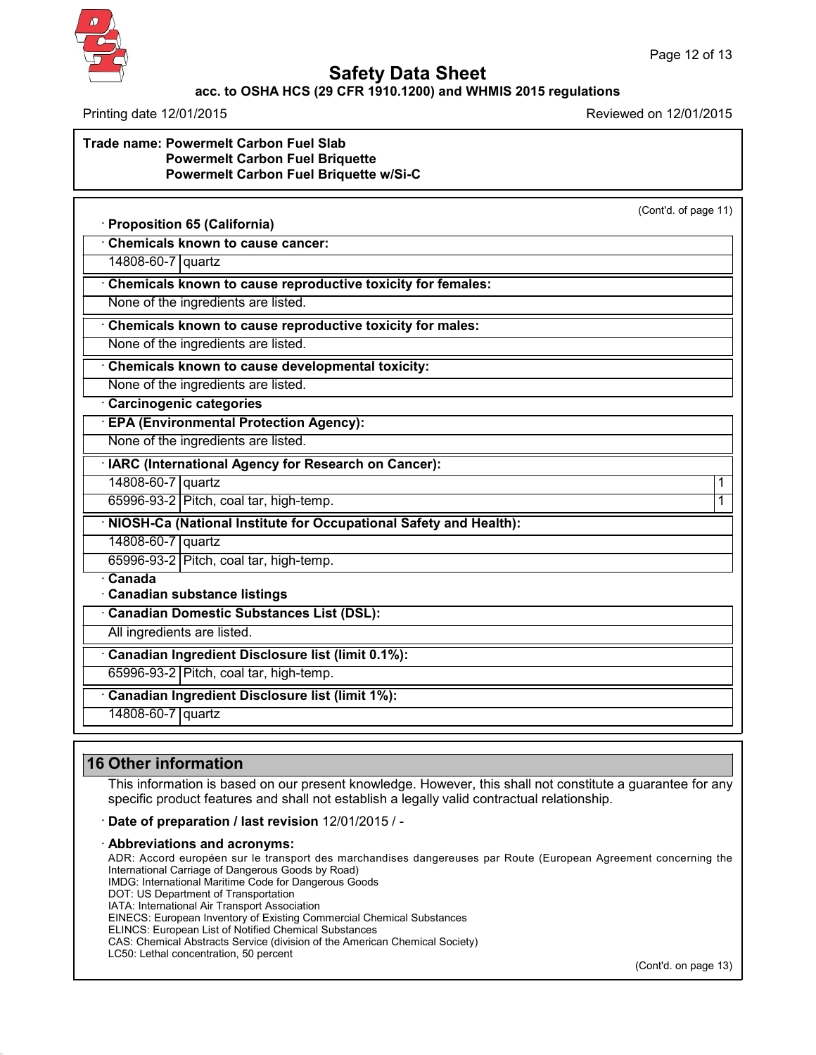**Trade name: Powermelt Carbon Fuel Slab**
**Powermelt Carbon Fuel Briquette**
**Powermelt Carbon Fuel Briquette w/Si-C**

(Cont'd. of page 11)

· **Proposition 65 (California)**

· **Chemicals known to cause cancer:**

| | |
|---|---|
| 14808-60-7 | quartz |

· **Chemicals known to cause reproductive toxicity for females:**

None of the ingredients are listed.

· **Chemicals known to cause reproductive toxicity for males:**

None of the ingredients are listed.

· **Chemicals known to cause developmental toxicity:**

None of the ingredients are listed.

· **Carcinogenic categories**

· **EPA (Environmental Protection Agency):**

None of the ingredients are listed.

· **IARC (International Agency for Research on Cancer):**

| | | |
|---|---|---|
| 14808-60-7 | quartz | 1 |
| 65996-93-2 | Pitch, coal tar, high-temp. | 1 |

· **NIOSH-Ca (National Institute for Occupational Safety and Health):**

| | |
|---|---|
| 14808-60-7 | quartz |
| 65996-93-2 | Pitch, coal tar, high-temp. |

· **Canada**

· **Canadian substance listings**

· **Canadian Domestic Substances List (DSL):**

All ingredients are listed.

· **Canadian Ingredient Disclosure list (limit 0.1%):**

| | |
|---|---|
| 65996-93-2 | Pitch, coal tar, high-temp. |

· **Canadian Ingredient Disclosure list (limit 1%):**

| | |
|---|---|
| 14808-60-7 | quartz |

## 16 Other information

This information is based on our present knowledge. However, this shall not constitute a guarantee for any specific product features and shall not establish a legally valid contractual relationship.

· **Date of preparation / last revision** 12/01/2015 / -

· **Abbreviations and acronyms:**

ADR: Accord européen sur le transport des marchandises dangereuses par Route (European Agreement concerning the International Carriage of Dangerous Goods by Road)
IMDG: International Maritime Code for Dangerous Goods
DOT: US Department of Transportation
IATA: International Air Transport Association
EINECS: European Inventory of Existing Commercial Chemical Substances
ELINCS: European List of Notified Chemical Substances
CAS: Chemical Abstracts Service (division of the American Chemical Society)
LC50: Lethal concentration, 50 percent

(Cont'd. on page 13)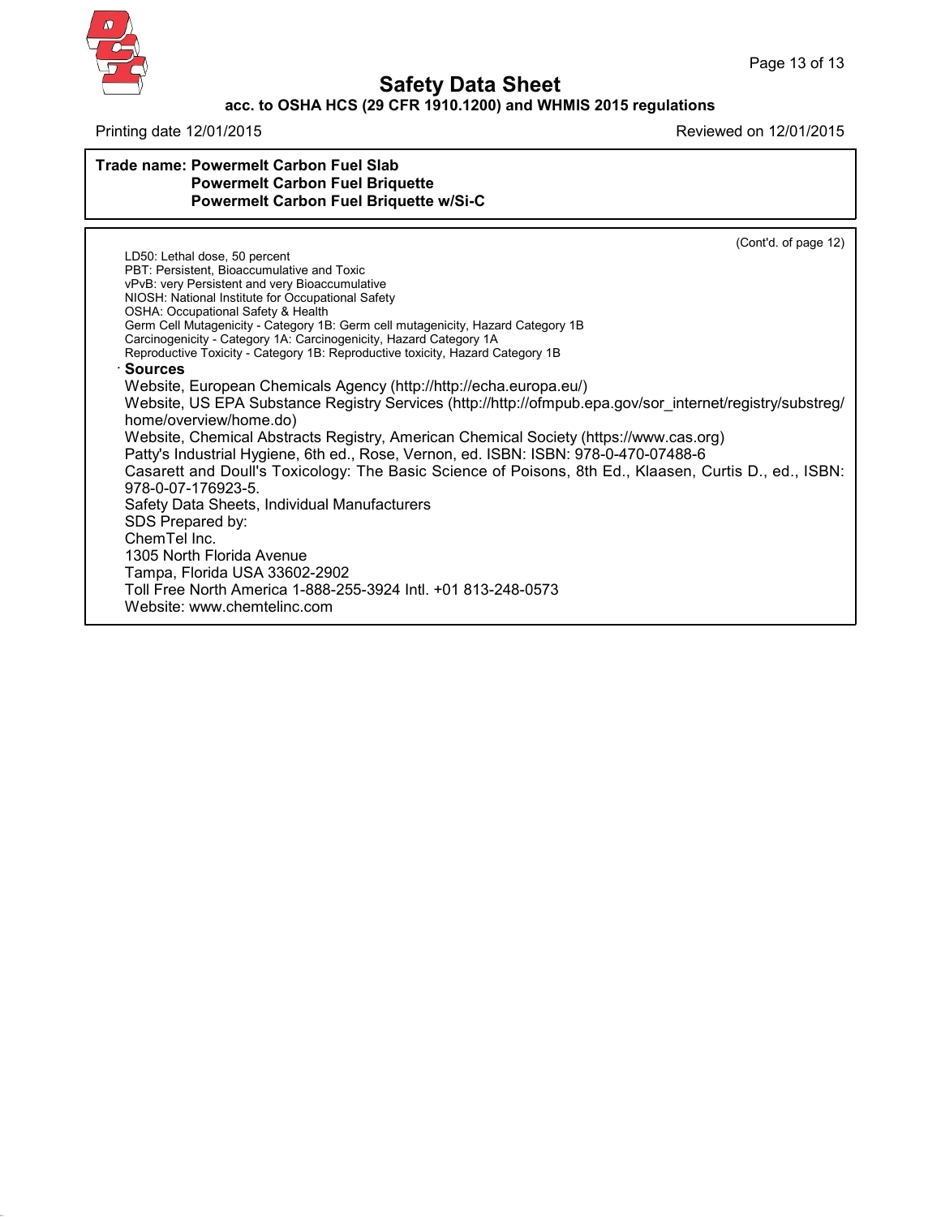**Trade name: Powermelt Carbon Fuel Slab**
**Powermelt Carbon Fuel Briquette**
**Powermelt Carbon Fuel Briquette w/Si-C**

(Cont'd. of page 12)

LD50: Lethal dose, 50 percent
PBT: Persistent, Bioaccumulative and Toxic
vPvB: very Persistent and very Bioaccumulative
NIOSH: National Institute for Occupational Safety
OSHA: Occupational Safety & Health
Germ Cell Mutagenicity - Category 1B: Germ cell mutagenicity, Hazard Category 1B
Carcinogenicity - Category 1A: Carcinogenicity, Hazard Category 1A
Reproductive Toxicity - Category 1B: Reproductive toxicity, Hazard Category 1B

· **Sources**

Website, European Chemicals Agency (http://http://echa.europa.eu/)
Website, US EPA Substance Registry Services (http://http://ofmpub.epa.gov/sor_internet/registry/substreg/home/overview/home.do)
Website, Chemical Abstracts Registry, American Chemical Society (https://www.cas.org)
Patty's Industrial Hygiene, 6th ed., Rose, Vernon, ed. ISBN: ISBN: 978-0-470-07488-6
Casarett and Doull's Toxicology: The Basic Science of Poisons, 8th Ed., Klaasen, Curtis D., ed., ISBN: 978-0-07-176923-5.
Safety Data Sheets, Individual Manufacturers
SDS Prepared by:
ChemTel Inc.
1305 North Florida Avenue
Tampa, Florida USA 33602-2902
Toll Free North America 1-888-255-3924 Intl. +01 813-248-0573
Website: www.chemtelinc.com